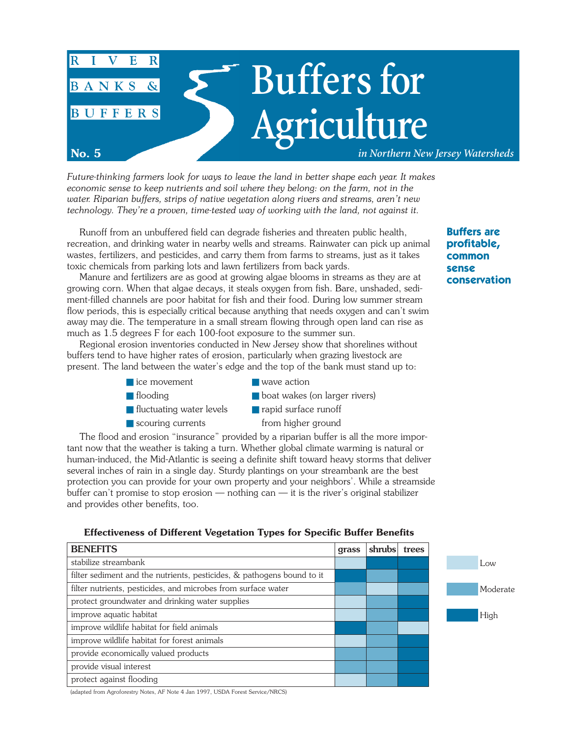RIVER BANKS & BUFFERS

No. 5

# Buffers for Agriculture

*in Northern New Jersey Watersheds*

*Future-thinking farmers look for ways to leave the land in better shape each year. It makes economic sense to keep nutrients and soil where they belong: on the farm, not in the water. Riparian buffers, strips of native vegetation along rivers and streams, aren't new technology. They're a proven, time-tested way of working with the land, not against it.*

**Buffers are profitable, common sense conservation**

Runoff from an unbuffered field can degrade fisheries and threaten public health, recreation, and drinking water in nearby wells and streams. Rainwater can pick up animal wastes, fertilizers, and pesticides, and carry them from farms to streams, just as it takes toxic chemicals from parking lots and lawn fertilizers from back yards.

Manure and fertilizers are as good at growing algae blooms in streams as they are at growing corn. When that algae decays, it steals oxygen from fish. Bare, unshaded, sediment-filled channels are poor habitat for fish and their food. During low summer stream flow periods, this is especially critical because anything that needs oxygen and can't swim away may die. The temperature in a small stream flowing through open land can rise as much as 1.5 degrees F for each 100-foot exposure to the summer sun.

Regional erosion inventories conducted in New Jersey show that shorelines without buffers tend to have higher rates of erosion, particularly when grazing livestock are present. The land between the water's edge and the top of the bank must stand up to:

- ice movement
- flooding
- fluctuating water levels
- scouring currents
- wave action
- boat wakes (on larger rivers)
- rapid surface runoff from higher ground

The flood and erosion "insurance" provided by a riparian buffer is all the more important now that the weather is taking a turn. Whether global climate warming is natural or human-induced, the Mid-Atlantic is seeing a definite shift toward heavy storms that deliver several inches of rain in a single day. Sturdy plantings on your streambank are the best protection you can provide for your own property and your neighbors'. While a streamside buffer can't promise to stop erosion — nothing can — it is the river's original stabilizer and provides other benefits, too.

**Effectiveness of Different Vegetation Types for Specific Buffer Benefits**

| BENEFITS | grass | shrubs | trees |
|---|---|---|---|
| stabilize streambank | Low | High | High |
| filter sediment and the nutrients, pesticides, & pathogens bound to it | High | Moderate | High |
| filter nutrients, pesticides, and microbes from surface water | Moderate | Low | Moderate |
| protect groundwater and drinking water supplies | Low | Moderate | High |
| improve aquatic habitat | Low | Moderate | High |
| improve wildlife habitat for field animals | High | Moderate | Low |
| improve wildlife habitat for forest animals | Low | Moderate | High |
| provide economically valued products | Moderate | Moderate | High |
| provide visual interest | Moderate | Moderate | High |
| protect against flooding | Low | Moderate | High |

Low
Moderate
High

(adapted from Agroforestry Notes, AF Note 4 Jan 1997, USDA Forest Service/NRCS)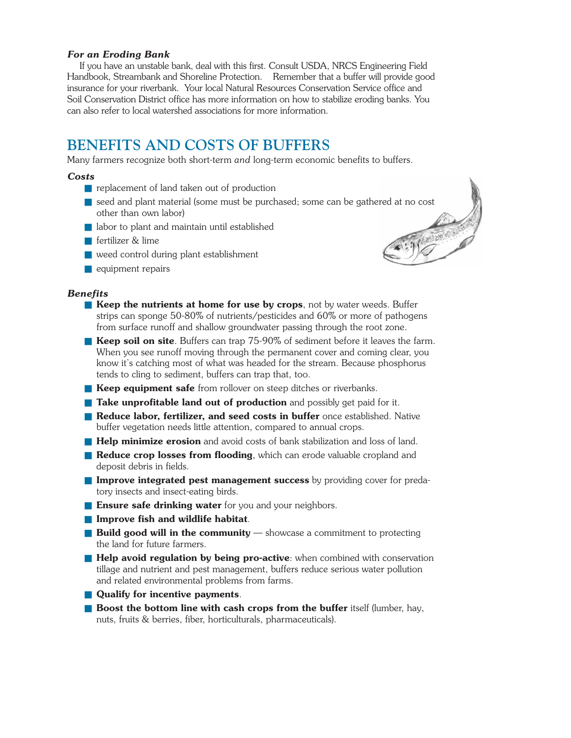### *For an Eroding Bank*

If you have an unstable bank, deal with this first. Consult USDA, NRCS Engineering Field Handbook, Streambank and Shoreline Protection. Remember that a buffer will provide good insurance for your riverbank. Your local Natural Resources Conservation Service office and Soil Conservation District office has more information on how to stabilize eroding banks. You can also refer to local watershed associations for more information.

## BENEFITS AND COSTS OF BUFFERS

Many farmers recognize both short-term *and* long-term economic benefits to buffers.

### *Costs*

- replacement of land taken out of production
- seed and plant material (some must be purchased; some can be gathered at no cost other than own labor)
- labor to plant and maintain until established
- fertilizer & lime
- weed control during plant establishment
- equipment repairs

### *Benefits*

- **Keep the nutrients at home for use by crops**, not by water weeds. Buffer strips can sponge 50-80% of nutrients/pesticides and 60% or more of pathogens from surface runoff and shallow groundwater passing through the root zone.
- **Keep soil on site**. Buffers can trap 75-90% of sediment before it leaves the farm. When you see runoff moving through the permanent cover and coming clear, you know it's catching most of what was headed for the stream. Because phosphorus tends to cling to sediment, buffers can trap that, too.
- **Keep equipment safe** from rollover on steep ditches or riverbanks.
- **Take unprofitable land out of production** and possibly get paid for it.
- **Reduce labor, fertilizer, and seed costs in buffer** once established. Native buffer vegetation needs little attention, compared to annual crops.
- **Help minimize erosion** and avoid costs of bank stabilization and loss of land.
- **Reduce crop losses from flooding**, which can erode valuable cropland and deposit debris in fields.
- **Improve integrated pest management success** by providing cover for predatory insects and insect-eating birds.
- **Ensure safe drinking water** for you and your neighbors.
- **Improve fish and wildlife habitat**.
- **Build good will in the community** — showcase a commitment to protecting the land for future farmers.
- **Help avoid regulation by being pro-active**: when combined with conservation tillage and nutrient and pest management, buffers reduce serious water pollution and related environmental problems from farms.
- **Qualify for incentive payments**.
- **Boost the bottom line with cash crops from the buffer** itself (lumber, hay, nuts, fruits & berries, fiber, horticulturals, pharmaceuticals).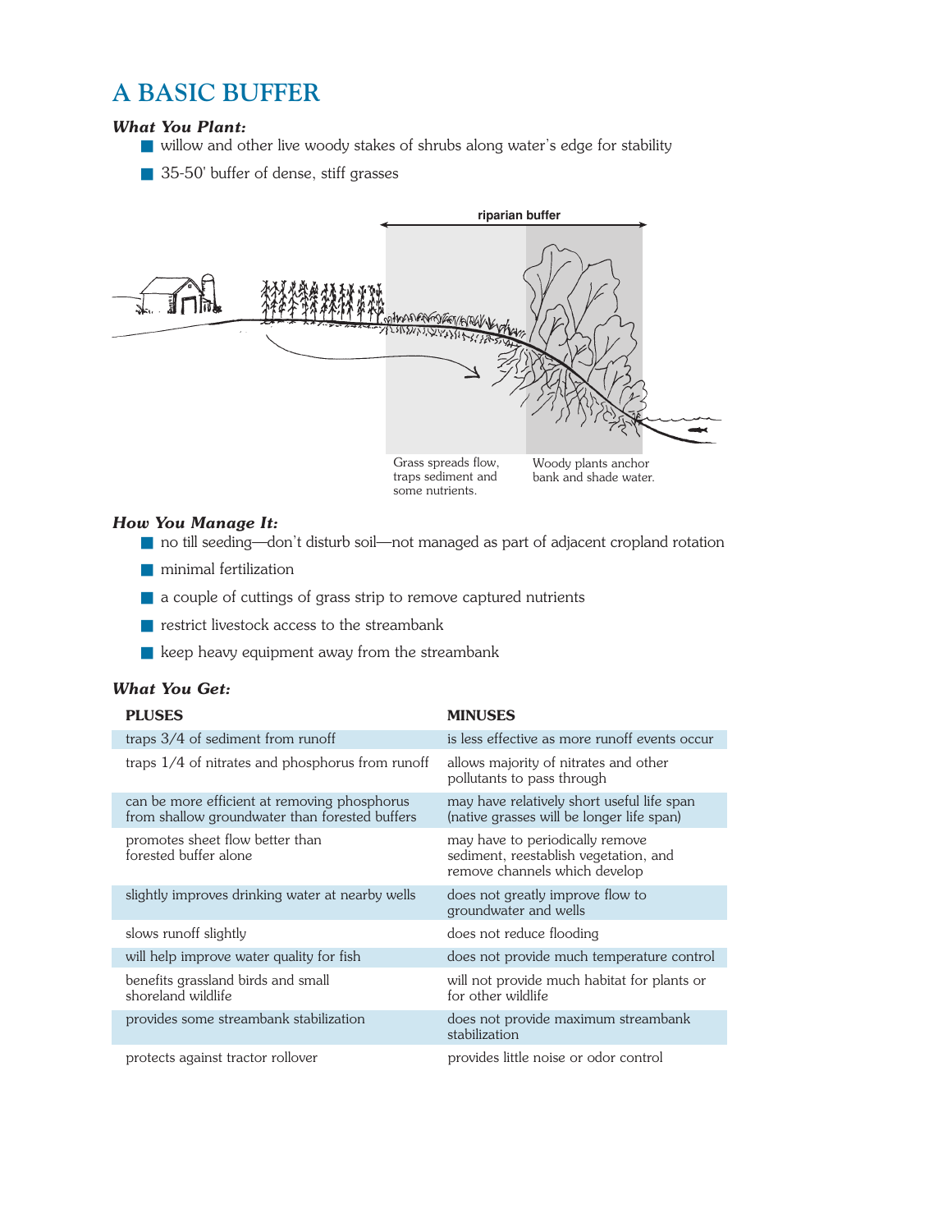# A BASIC BUFFER

***What You Plant:***

- willow and other live woody stakes of shrubs along water's edge for stability
- 35-50' buffer of dense, stiff grasses

riparian buffer

Grass spreads flow, traps sediment and some nutrients.

Woody plants anchor bank and shade water.

***How You Manage It:***

- no till seeding—don't disturb soil—not managed as part of adjacent cropland rotation
- minimal fertilization
- a couple of cuttings of grass strip to remove captured nutrients
- restrict livestock access to the streambank
- keep heavy equipment away from the streambank

***What You Get:***

| PLUSES | MINUSES |
|---|---|
| traps 3/4 of sediment from runoff | is less effective as more runoff events occur |
| traps 1/4 of nitrates and phosphorus from runoff | allows majority of nitrates and other pollutants to pass through |
| can be more efficient at removing phosphorus from shallow groundwater than forested buffers | may have relatively short useful life span (native grasses will be longer life span) |
| promotes sheet flow better than forested buffer alone | may have to periodically remove sediment, reestablish vegetation, and remove channels which develop |
| slightly improves drinking water at nearby wells | does not greatly improve flow to groundwater and wells |
| slows runoff slightly | does not reduce flooding |
| will help improve water quality for fish | does not provide much temperature control |
| benefits grassland birds and small shoreland wildlife | will not provide much habitat for plants or for other wildlife |
| provides some streambank stabilization | does not provide maximum streambank stabilization |
| protects against tractor rollover | provides little noise or odor control |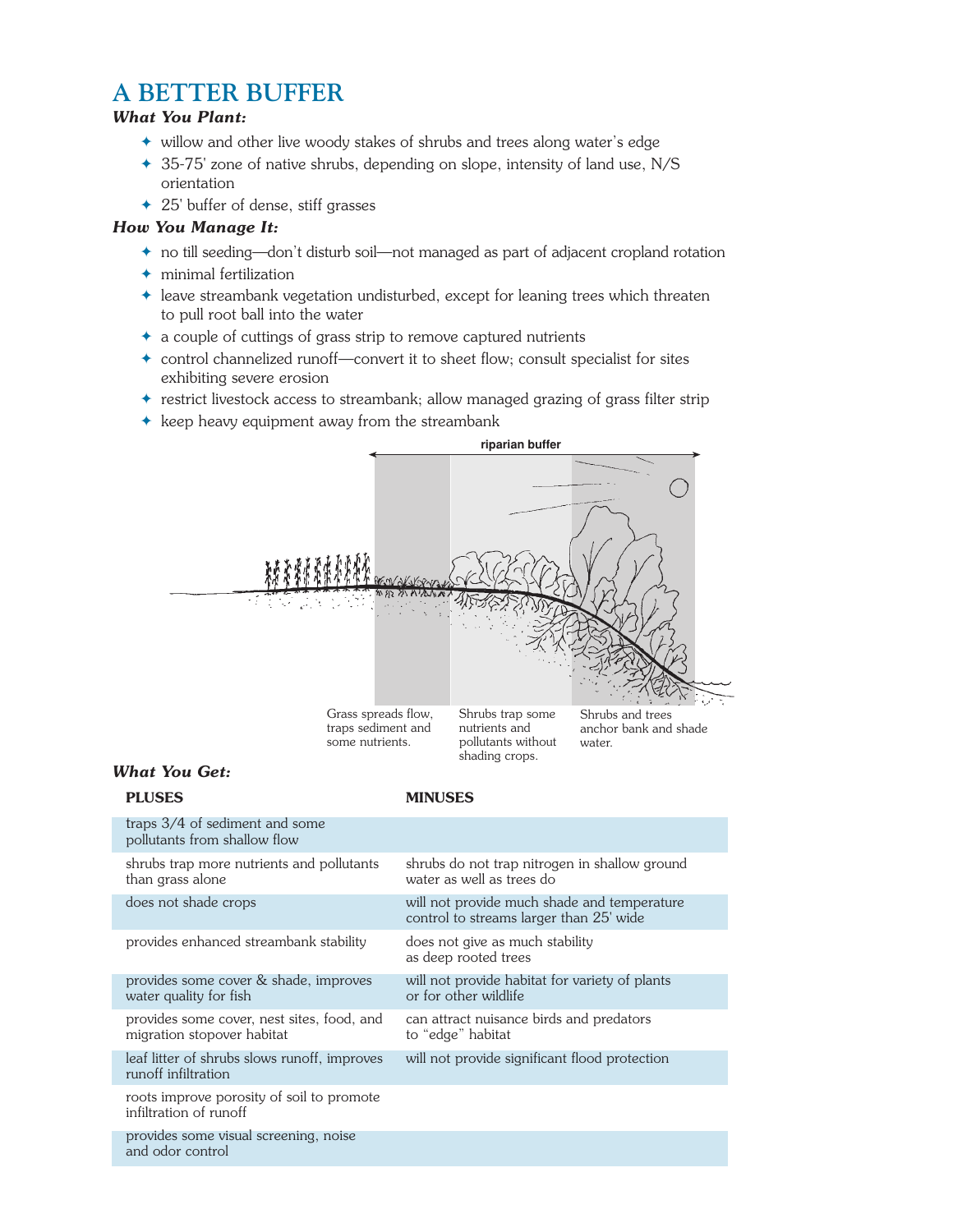# A BETTER BUFFER

***What You Plant:***

- willow and other live woody stakes of shrubs and trees along water's edge
- 35-75' zone of native shrubs, depending on slope, intensity of land use, N/S orientation
- 25' buffer of dense, stiff grasses

***How You Manage It:***

- no till seeding—don't disturb soil—not managed as part of adjacent cropland rotation
- minimal fertilization
- leave streambank vegetation undisturbed, except for leaning trees which threaten to pull root ball into the water
- a couple of cuttings of grass strip to remove captured nutrients
- control channelized runoff—convert it to sheet flow; consult specialist for sites exhibiting severe erosion
- restrict livestock access to streambank; allow managed grazing of grass filter strip
- keep heavy equipment away from the streambank

riparian buffer

Grass spreads flow, traps sediment and some nutrients.

Shrubs trap some nutrients and pollutants without shading crops.

Shrubs and trees anchor bank and shade water.

***What You Get:***

| PLUSES | MINUSES |
| --- | --- |
| traps 3/4 of sediment and some pollutants from shallow flow | |
| shrubs trap more nutrients and pollutants than grass alone | shrubs do not trap nitrogen in shallow ground water as well as trees do |
| does not shade crops | will not provide much shade and temperature control to streams larger than 25' wide |
| provides enhanced streambank stability | does not give as much stability as deep rooted trees |
| provides some cover & shade, improves water quality for fish | will not provide habitat for variety of plants or for other wildlife |
| provides some cover, nest sites, food, and migration stopover habitat | can attract nuisance birds and predators to "edge" habitat |
| leaf litter of shrubs slows runoff, improves runoff infiltration | will not provide significant flood protection |
| roots improve porosity of soil to promote infiltration of runoff | |
| provides some visual screening, noise and odor control | |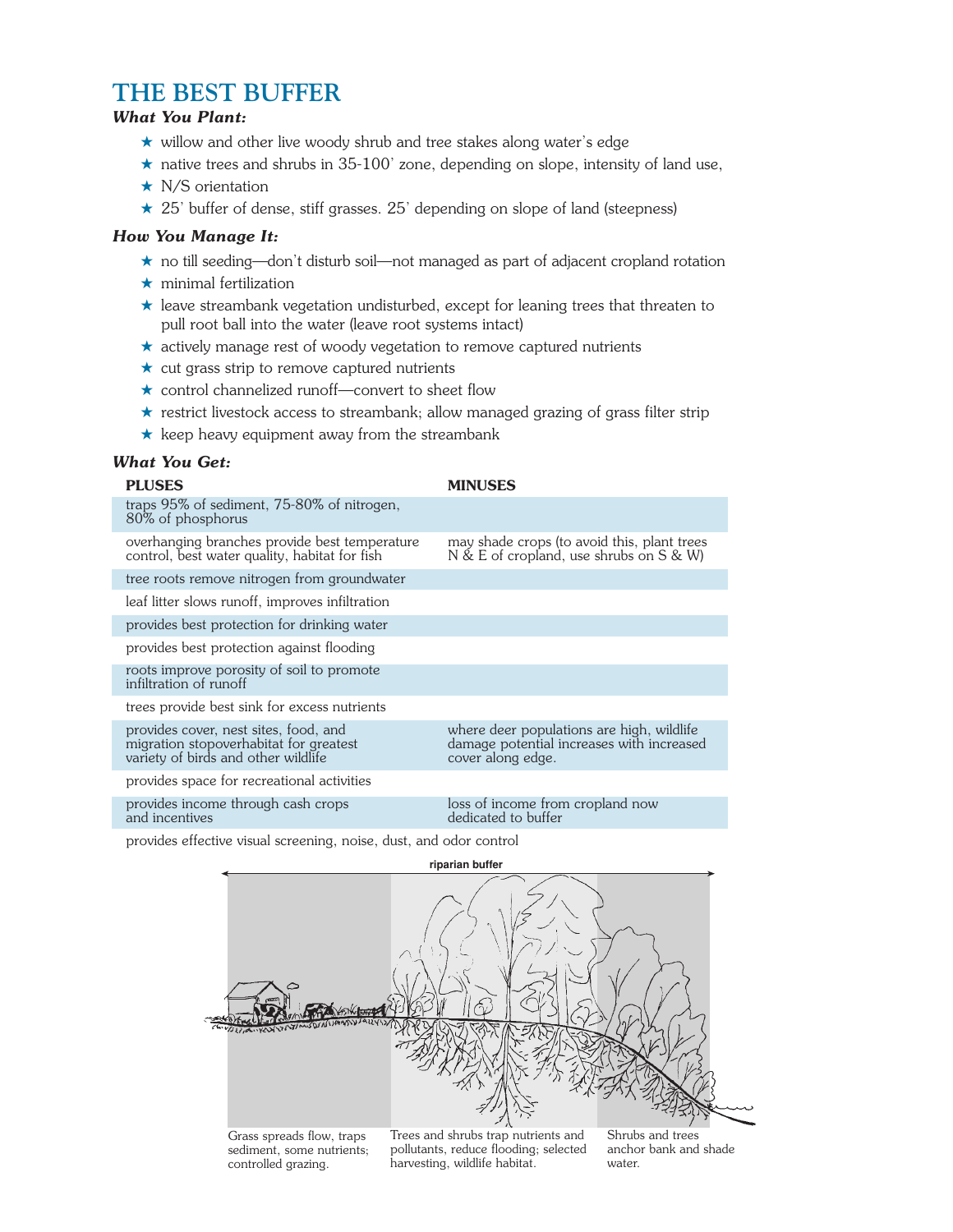## THE BEST BUFFER

### *What You Plant:*

- ★ willow and other live woody shrub and tree stakes along water's edge
- ★ native trees and shrubs in 35-100' zone, depending on slope, intensity of land use,
- ★ N/S orientation
- ★ 25' buffer of dense, stiff grasses. 25' depending on slope of land (steepness)

### *How You Manage It:*

- ★ no till seeding—don't disturb soil—not managed as part of adjacent cropland rotation
- ★ minimal fertilization
- ★ leave streambank vegetation undisturbed, except for leaning trees that threaten to pull root ball into the water (leave root systems intact)
- ★ actively manage rest of woody vegetation to remove captured nutrients
- ★ cut grass strip to remove captured nutrients
- ★ control channelized runoff—convert to sheet flow
- ★ restrict livestock access to streambank; allow managed grazing of grass filter strip
- ★ keep heavy equipment away from the streambank

### *What You Get:*

| PLUSES | MINUSES |
|---|---|
| traps 95% of sediment, 75-80% of nitrogen, 80% of phosphorus | |
| overhanging branches provide best temperature control, best water quality, habitat for fish | may shade crops (to avoid this, plant trees N & E of cropland, use shrubs on S & W) |
| tree roots remove nitrogen from groundwater | |
| leaf litter slows runoff, improves infiltration | |
| provides best protection for drinking water | |
| provides best protection against flooding | |
| roots improve porosity of soil to promote infiltration of runoff | |
| trees provide best sink for excess nutrients | |
| provides cover, nest sites, food, and migration stopoverhabitat for greatest variety of birds and other wildlife | where deer populations are high, wildlife damage potential increases with increased cover along edge. |
| provides space for recreational activities | |
| provides income through cash crops and incentives | loss of income from cropland now dedicated to buffer |
| provides effective visual screening, noise, dust, and odor control | |

riparian buffer

Grass spreads flow, traps sediment, some nutrients; controlled grazing.

Trees and shrubs trap nutrients and pollutants, reduce flooding; selected harvesting, wildlife habitat.

Shrubs and trees anchor bank and shade water.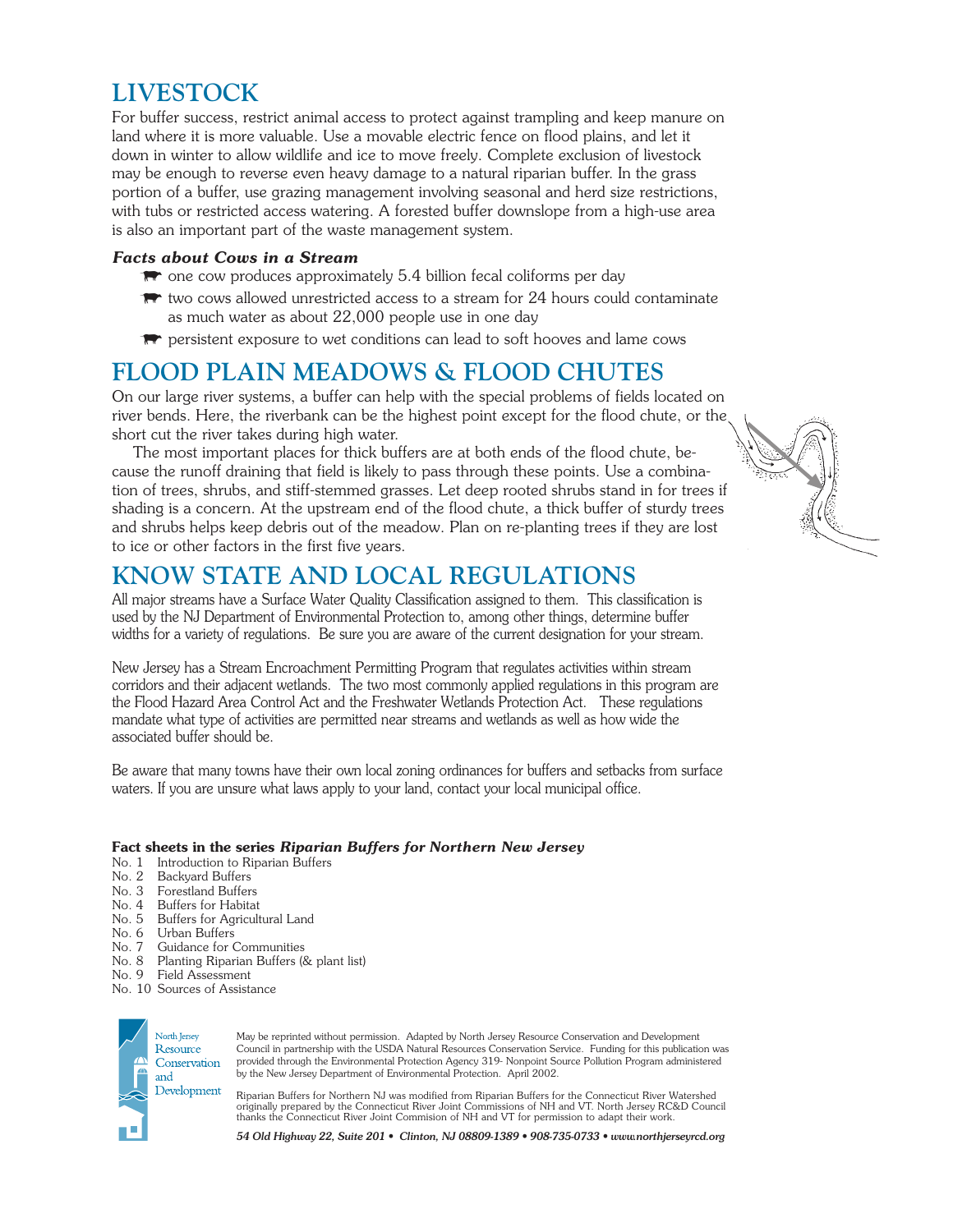## LIVESTOCK

For buffer success, restrict animal access to protect against trampling and keep manure on land where it is more valuable. Use a movable electric fence on flood plains, and let it down in winter to allow wildlife and ice to move freely. Complete exclusion of livestock may be enough to reverse even heavy damage to a natural riparian buffer. In the grass portion of a buffer, use grazing management involving seasonal and herd size restrictions, with tubs or restricted access watering. A forested buffer downslope from a high-use area is also an important part of the waste management system.

***Facts about Cows in a Stream***

- one cow produces approximately 5.4 billion fecal coliforms per day
- two cows allowed unrestricted access to a stream for 24 hours could contaminate as much water as about 22,000 people use in one day
- persistent exposure to wet conditions can lead to soft hooves and lame cows

## FLOOD PLAIN MEADOWS & FLOOD CHUTES

On our large river systems, a buffer can help with the special problems of fields located on river bends. Here, the riverbank can be the highest point except for the flood chute, or the short cut the river takes during high water.

The most important places for thick buffers are at both ends of the flood chute, because the runoff draining that field is likely to pass through these points. Use a combination of trees, shrubs, and stiff-stemmed grasses. Let deep rooted shrubs stand in for trees if shading is a concern. At the upstream end of the flood chute, a thick buffer of sturdy trees and shrubs helps keep debris out of the meadow. Plan on re-planting trees if they are lost to ice or other factors in the first five years.

## KNOW STATE AND LOCAL REGULATIONS

All major streams have a Surface Water Quality Classification assigned to them. This classification is used by the NJ Department of Environmental Protection to, among other things, determine buffer widths for a variety of regulations. Be sure you are aware of the current designation for your stream.

New Jersey has a Stream Encroachment Permitting Program that regulates activities within stream corridors and their adjacent wetlands. The two most commonly applied regulations in this program are the Flood Hazard Area Control Act and the Freshwater Wetlands Protection Act. These regulations mandate what type of activities are permitted near streams and wetlands as well as how wide the associated buffer should be.

Be aware that many towns have their own local zoning ordinances for buffers and setbacks from surface waters. If you are unsure what laws apply to your land, contact your local municipal office.

**Fact sheets in the series *Riparian Buffers for Northern New Jersey***

No. 1 Introduction to Riparian Buffers
No. 2 Backyard Buffers
No. 3 Forestland Buffers
No. 4 Buffers for Habitat
No. 5 Buffers for Agricultural Land
No. 6 Urban Buffers
No. 7 Guidance for Communities
No. 8 Planting Riparian Buffers (& plant list)
No. 9 Field Assessment
No. 10 Sources of Assistance

North Jersey Resource Conservation and Development

May be reprinted without permission. Adapted by North Jersey Resource Conservation and Development Council in partnership with the USDA Natural Resources Conservation Service. Funding for this publication was provided through the Environmental Protection Agency 319- Nonpoint Source Pollution Program administered by the New Jersey Department of Environmental Protection. April 2002.

Riparian Buffers for Northern NJ was modified from Riparian Buffers for the Connecticut River Watershed originally prepared by the Connecticut River Joint Commissions of NH and VT. North Jersey RC&D Council thanks the Connecticut River Joint Commision of NH and VT for permission to adapt their work.

*54 Old Highway 22, Suite 201 • Clinton, NJ 08809-1389 • 908-735-0733 • www.northjerseyrcd.org*